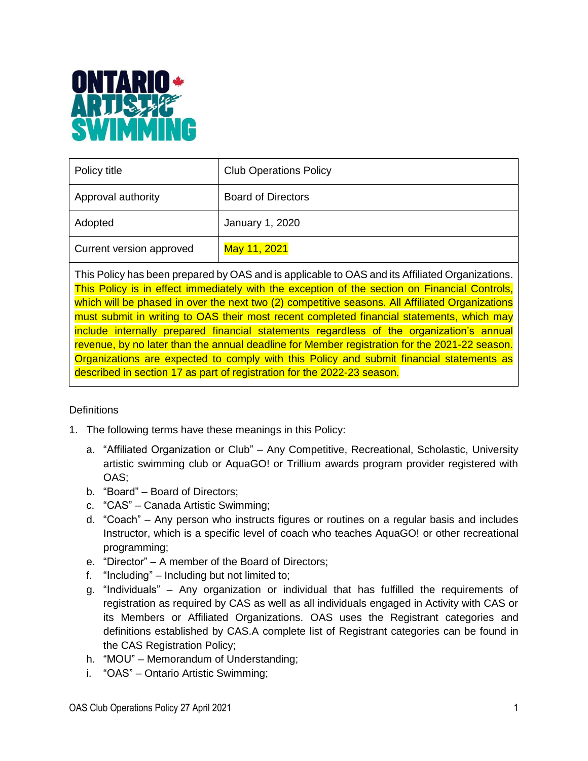| Policy title | Club Operations Policy |
| --- | --- |
| Approval authority | Board of Directors |
| Adopted | January 1, 2020 |
| Current version approved | May 11, 2021 |

This Policy has been prepared by OAS and is applicable to OAS and its Affiliated Organizations. This Policy is in effect immediately with the exception of the section on Financial Controls, which will be phased in over the next two (2) competitive seasons. All Affiliated Organizations must submit in writing to OAS their most recent completed financial statements, which may include internally prepared financial statements regardless of the organization's annual revenue, by no later than the annual deadline for Member registration for the 2021-22 season. Organizations are expected to comply with this Policy and submit financial statements as described in section 17 as part of registration for the 2022-23 season.

Definitions

1. The following terms have these meanings in this Policy:
   a. "Affiliated Organization or Club" – Any Competitive, Recreational, Scholastic, University artistic swimming club or AquaGO! or Trillium awards program provider registered with OAS;
   b. "Board" – Board of Directors;
   c. "CAS" – Canada Artistic Swimming;
   d. "Coach" – Any person who instructs figures or routines on a regular basis and includes Instructor, which is a specific level of coach who teaches AquaGO! or other recreational programming;
   e. "Director" – A member of the Board of Directors;
   f. "Including" – Including but not limited to;
   g. "Individuals" – Any organization or individual that has fulfilled the requirements of registration as required by CAS as well as all individuals engaged in Activity with CAS or its Members or Affiliated Organizations. OAS uses the Registrant categories and definitions established by CAS.A complete list of Registrant categories can be found in the CAS Registration Policy;
   h. "MOU" – Memorandum of Understanding;
   i. "OAS" – Ontario Artistic Swimming;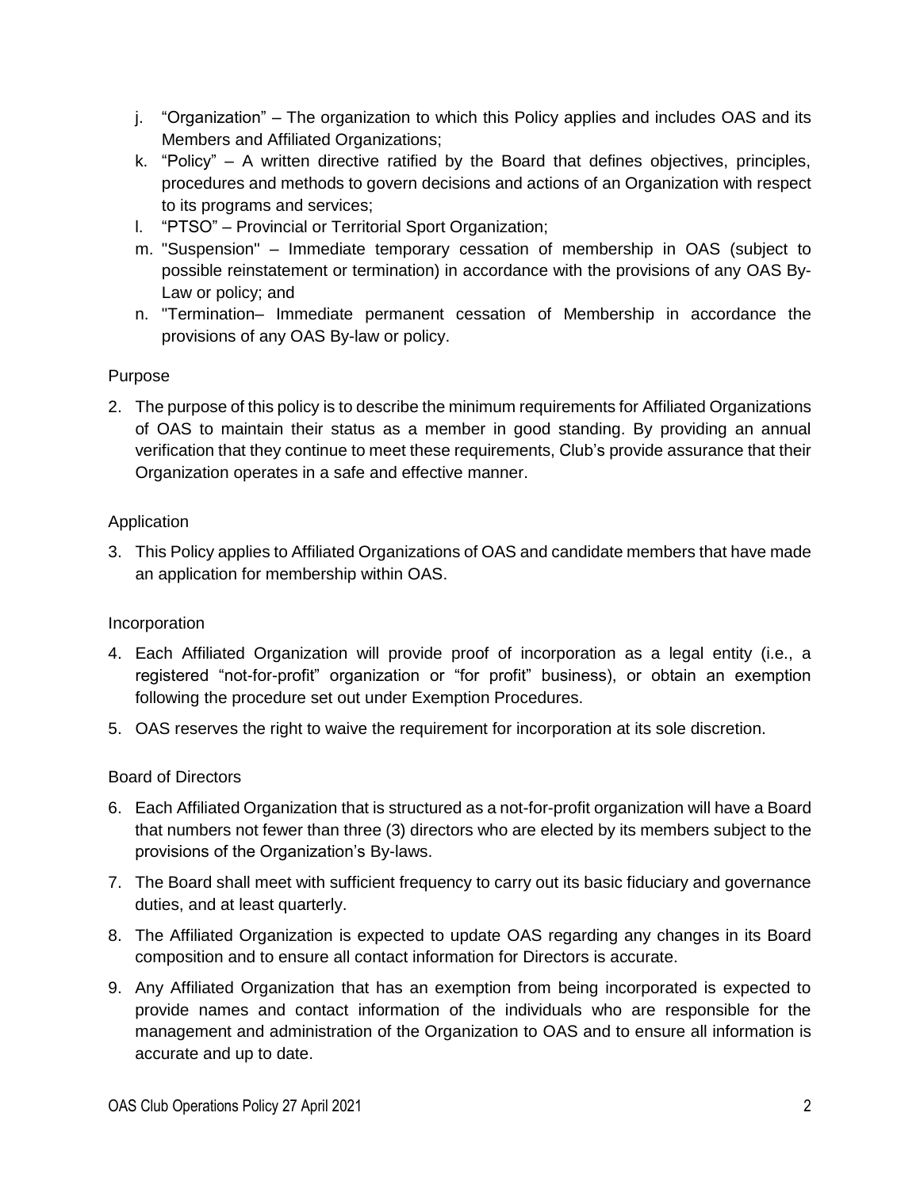j. "Organization" – The organization to which this Policy applies and includes OAS and its Members and Affiliated Organizations;
k. "Policy" – A written directive ratified by the Board that defines objectives, principles, procedures and methods to govern decisions and actions of an Organization with respect to its programs and services;
l. "PTSO" – Provincial or Territorial Sport Organization;
m. "Suspension" – Immediate temporary cessation of membership in OAS (subject to possible reinstatement or termination) in accordance with the provisions of any OAS By-Law or policy; and
n. "Termination– Immediate permanent cessation of Membership in accordance the provisions of any OAS By-law or policy.

## Purpose

2. The purpose of this policy is to describe the minimum requirements for Affiliated Organizations of OAS to maintain their status as a member in good standing. By providing an annual verification that they continue to meet these requirements, Club's provide assurance that their Organization operates in a safe and effective manner.

## Application

3. This Policy applies to Affiliated Organizations of OAS and candidate members that have made an application for membership within OAS.

## Incorporation

4. Each Affiliated Organization will provide proof of incorporation as a legal entity (i.e., a registered "not-for-profit" organization or "for profit" business), or obtain an exemption following the procedure set out under Exemption Procedures.
5. OAS reserves the right to waive the requirement for incorporation at its sole discretion.

## Board of Directors

6. Each Affiliated Organization that is structured as a not-for-profit organization will have a Board that numbers not fewer than three (3) directors who are elected by its members subject to the provisions of the Organization's By-laws.
7. The Board shall meet with sufficient frequency to carry out its basic fiduciary and governance duties, and at least quarterly.
8. The Affiliated Organization is expected to update OAS regarding any changes in its Board composition and to ensure all contact information for Directors is accurate.
9. Any Affiliated Organization that has an exemption from being incorporated is expected to provide names and contact information of the individuals who are responsible for the management and administration of the Organization to OAS and to ensure all information is accurate and up to date.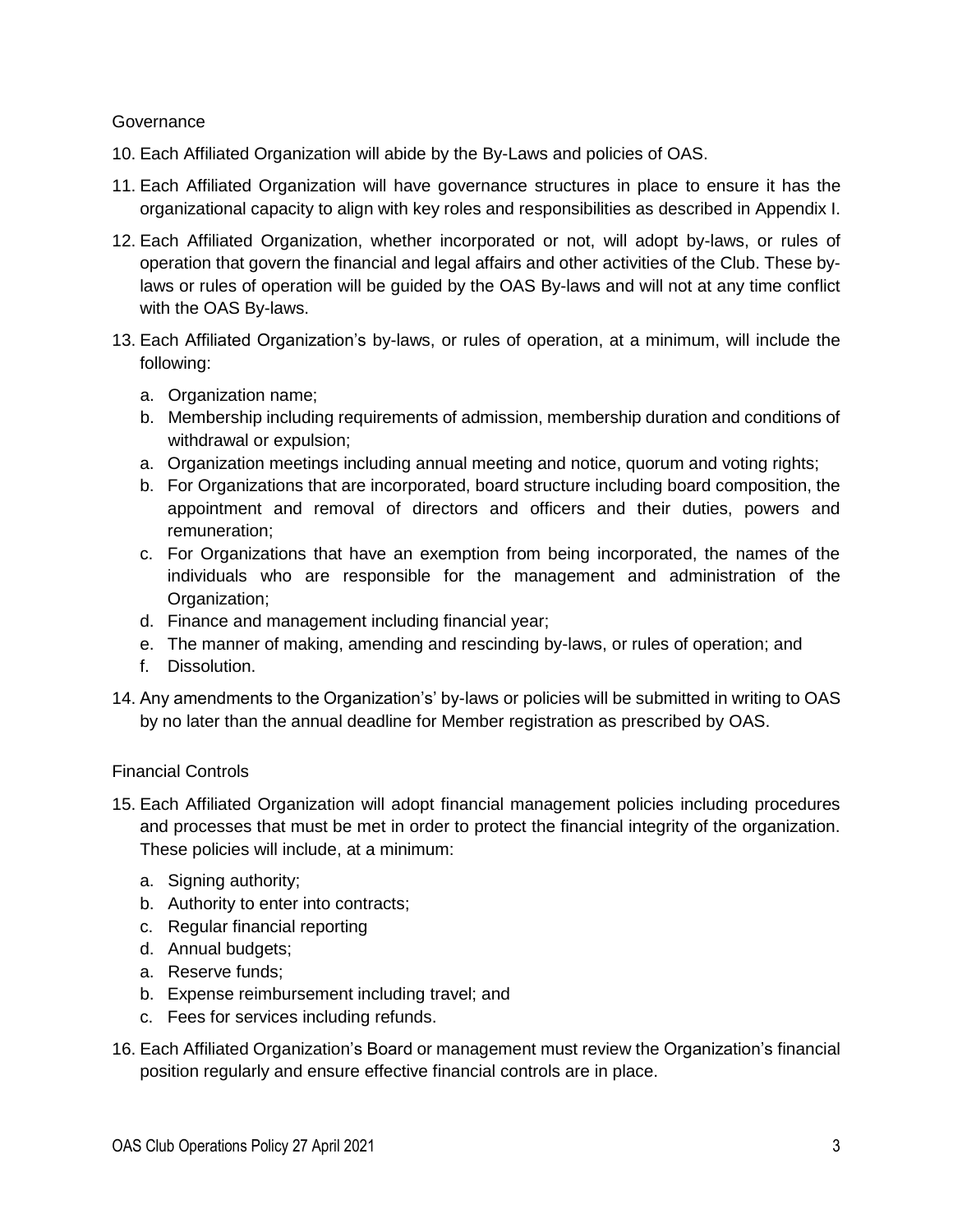Governance

10. Each Affiliated Organization will abide by the By-Laws and policies of OAS.

11. Each Affiliated Organization will have governance structures in place to ensure it has the organizational capacity to align with key roles and responsibilities as described in Appendix I.

12. Each Affiliated Organization, whether incorporated or not, will adopt by-laws, or rules of operation that govern the financial and legal affairs and other activities of the Club. These by-laws or rules of operation will be guided by the OAS By-laws and will not at any time conflict with the OAS By-laws.

13. Each Affiliated Organization's by-laws, or rules of operation, at a minimum, will include the following:

    a. Organization name;
    b. Membership including requirements of admission, membership duration and conditions of withdrawal or expulsion;
    a. Organization meetings including annual meeting and notice, quorum and voting rights;
    b. For Organizations that are incorporated, board structure including board composition, the appointment and removal of directors and officers and their duties, powers and remuneration;
    c. For Organizations that have an exemption from being incorporated, the names of the individuals who are responsible for the management and administration of the Organization;
    d. Finance and management including financial year;
    e. The manner of making, amending and rescinding by-laws, or rules of operation; and
    f. Dissolution.

14. Any amendments to the Organization's' by-laws or policies will be submitted in writing to OAS by no later than the annual deadline for Member registration as prescribed by OAS.

Financial Controls

15. Each Affiliated Organization will adopt financial management policies including procedures and processes that must be met in order to protect the financial integrity of the organization. These policies will include, at a minimum:

    a. Signing authority;
    b. Authority to enter into contracts;
    c. Regular financial reporting
    d. Annual budgets;
    a. Reserve funds;
    b. Expense reimbursement including travel; and
    c. Fees for services including refunds.

16. Each Affiliated Organization's Board or management must review the Organization's financial position regularly and ensure effective financial controls are in place.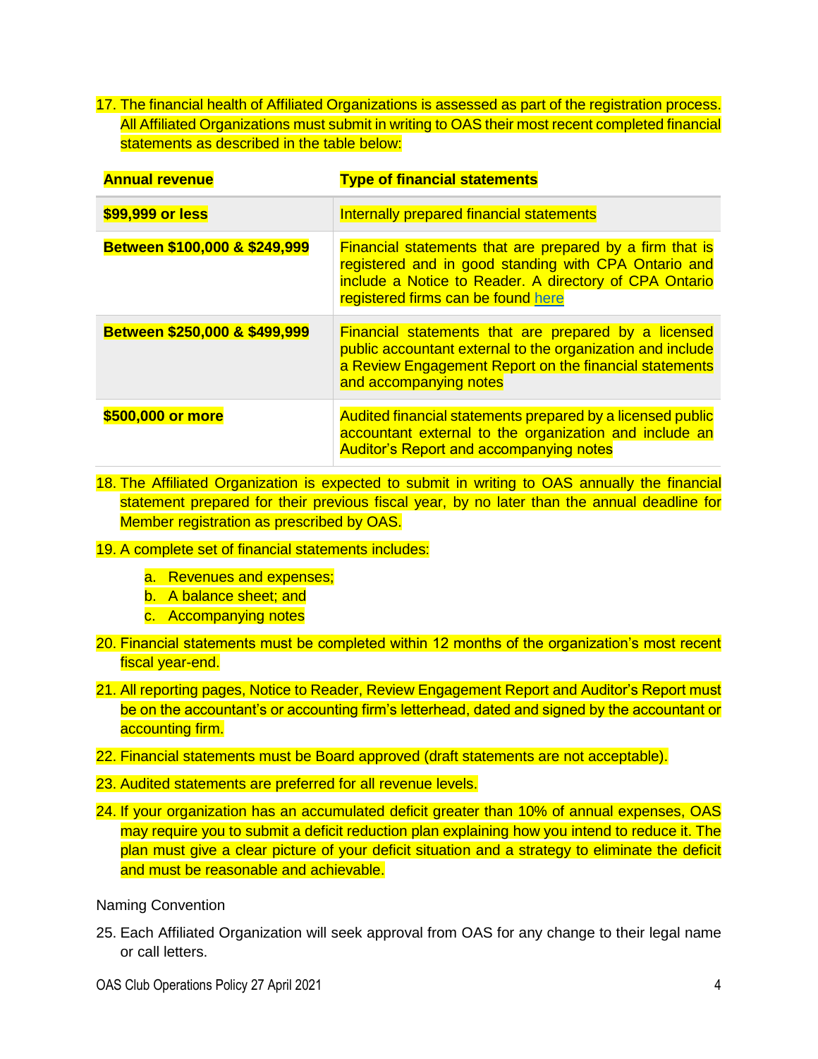17. The financial health of Affiliated Organizations is assessed as part of the registration process. All Affiliated Organizations must submit in writing to OAS their most recent completed financial statements as described in the table below:

| Annual revenue | Type of financial statements |
|---|---|
| **$99,999 or less** | Internally prepared financial statements |
| **Between $100,000 & $249,999** | Financial statements that are prepared by a firm that is registered and in good standing with CPA Ontario and include a Notice to Reader. A directory of CPA Ontario registered firms can be found here |
| **Between $250,000 & $499,999** | Financial statements that are prepared by a licensed public accountant external to the organization and include a Review Engagement Report on the financial statements and accompanying notes |
| **$500,000 or more** | Audited financial statements prepared by a licensed public accountant external to the organization and include an Auditor's Report and accompanying notes |

18. The Affiliated Organization is expected to submit in writing to OAS annually the financial statement prepared for their previous fiscal year, by no later than the annual deadline for Member registration as prescribed by OAS.

19. A complete set of financial statements includes:

    a. Revenues and expenses;
    b. A balance sheet; and
    c. Accompanying notes

20. Financial statements must be completed within 12 months of the organization's most recent fiscal year-end.

21. All reporting pages, Notice to Reader, Review Engagement Report and Auditor's Report must be on the accountant's or accounting firm's letterhead, dated and signed by the accountant or accounting firm.

22. Financial statements must be Board approved (draft statements are not acceptable).

23. Audited statements are preferred for all revenue levels.

24. If your organization has an accumulated deficit greater than 10% of annual expenses, OAS may require you to submit a deficit reduction plan explaining how you intend to reduce it. The plan must give a clear picture of your deficit situation and a strategy to eliminate the deficit and must be reasonable and achievable.

Naming Convention

25. Each Affiliated Organization will seek approval from OAS for any change to their legal name or call letters.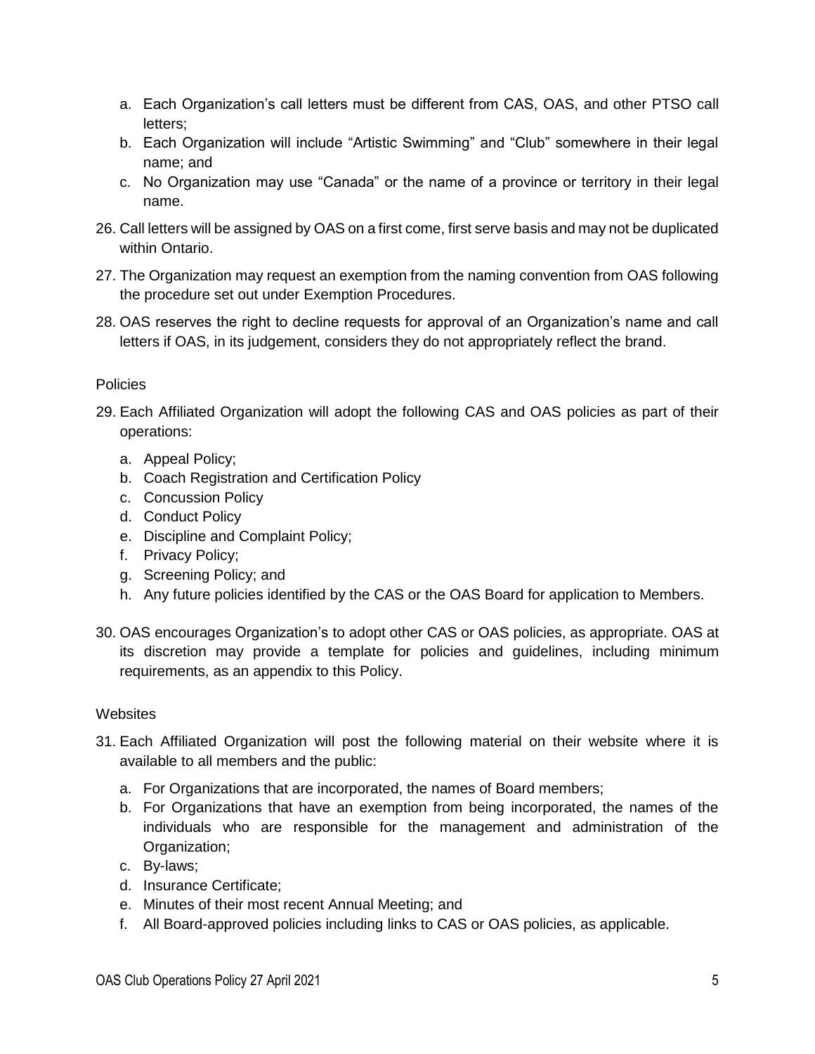a. Each Organization's call letters must be different from CAS, OAS, and other PTSO call letters;
b. Each Organization will include "Artistic Swimming" and "Club" somewhere in their legal name; and
c. No Organization may use "Canada" or the name of a province or territory in their legal name.

26. Call letters will be assigned by OAS on a first come, first serve basis and may not be duplicated within Ontario.
27. The Organization may request an exemption from the naming convention from OAS following the procedure set out under Exemption Procedures.
28. OAS reserves the right to decline requests for approval of an Organization's name and call letters if OAS, in its judgement, considers they do not appropriately reflect the brand.

Policies

29. Each Affiliated Organization will adopt the following CAS and OAS policies as part of their operations:
    a. Appeal Policy;
    b. Coach Registration and Certification Policy
    c. Concussion Policy
    d. Conduct Policy
    e. Discipline and Complaint Policy;
    f. Privacy Policy;
    g. Screening Policy; and
    h. Any future policies identified by the CAS or the OAS Board for application to Members.
30. OAS encourages Organization's to adopt other CAS or OAS policies, as appropriate. OAS at its discretion may provide a template for policies and guidelines, including minimum requirements, as an appendix to this Policy.

Websites

31. Each Affiliated Organization will post the following material on their website where it is available to all members and the public:
    a. For Organizations that are incorporated, the names of Board members;
    b. For Organizations that have an exemption from being incorporated, the names of the individuals who are responsible for the management and administration of the Organization;
    c. By-laws;
    d. Insurance Certificate;
    e. Minutes of their most recent Annual Meeting; and
    f. All Board-approved policies including links to CAS or OAS policies, as applicable.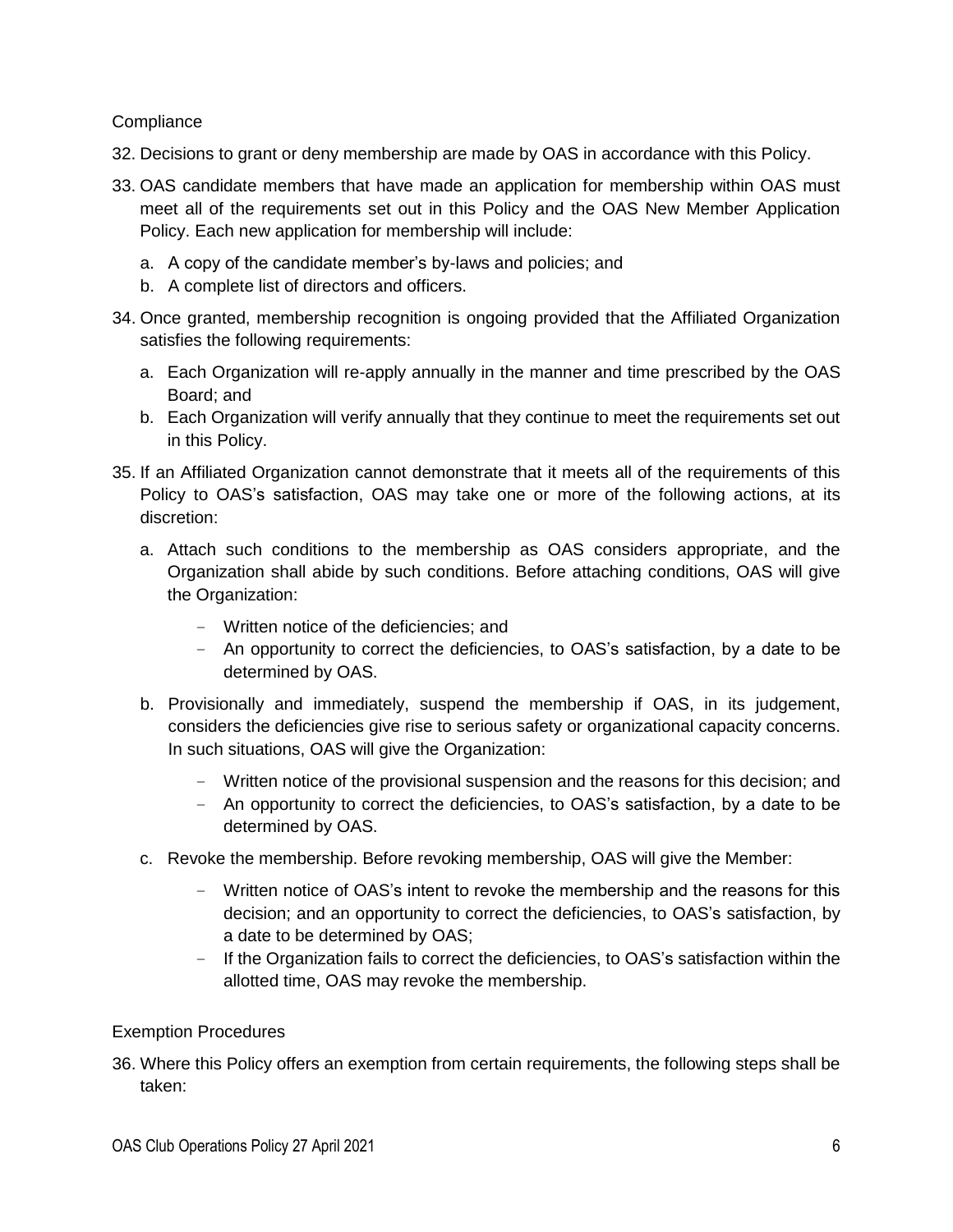## Compliance

32. Decisions to grant or deny membership are made by OAS in accordance with this Policy.

33. OAS candidate members that have made an application for membership within OAS must meet all of the requirements set out in this Policy and the OAS New Member Application Policy. Each new application for membership will include:

    a. A copy of the candidate member's by-laws and policies; and
    b. A complete list of directors and officers.

34. Once granted, membership recognition is ongoing provided that the Affiliated Organization satisfies the following requirements:

    a. Each Organization will re-apply annually in the manner and time prescribed by the OAS Board; and
    b. Each Organization will verify annually that they continue to meet the requirements set out in this Policy.

35. If an Affiliated Organization cannot demonstrate that it meets all of the requirements of this Policy to OAS's satisfaction, OAS may take one or more of the following actions, at its discretion:

    a. Attach such conditions to the membership as OAS considers appropriate, and the Organization shall abide by such conditions. Before attaching conditions, OAS will give the Organization:
        - Written notice of the deficiencies; and
        - An opportunity to correct the deficiencies, to OAS's satisfaction, by a date to be determined by OAS.

    b. Provisionally and immediately, suspend the membership if OAS, in its judgement, considers the deficiencies give rise to serious safety or organizational capacity concerns. In such situations, OAS will give the Organization:
        - Written notice of the provisional suspension and the reasons for this decision; and
        - An opportunity to correct the deficiencies, to OAS's satisfaction, by a date to be determined by OAS.

    c. Revoke the membership. Before revoking membership, OAS will give the Member:
        - Written notice of OAS's intent to revoke the membership and the reasons for this decision; and an opportunity to correct the deficiencies, to OAS's satisfaction, by a date to be determined by OAS;
        - If the Organization fails to correct the deficiencies, to OAS's satisfaction within the allotted time, OAS may revoke the membership.

## Exemption Procedures

36. Where this Policy offers an exemption from certain requirements, the following steps shall be taken: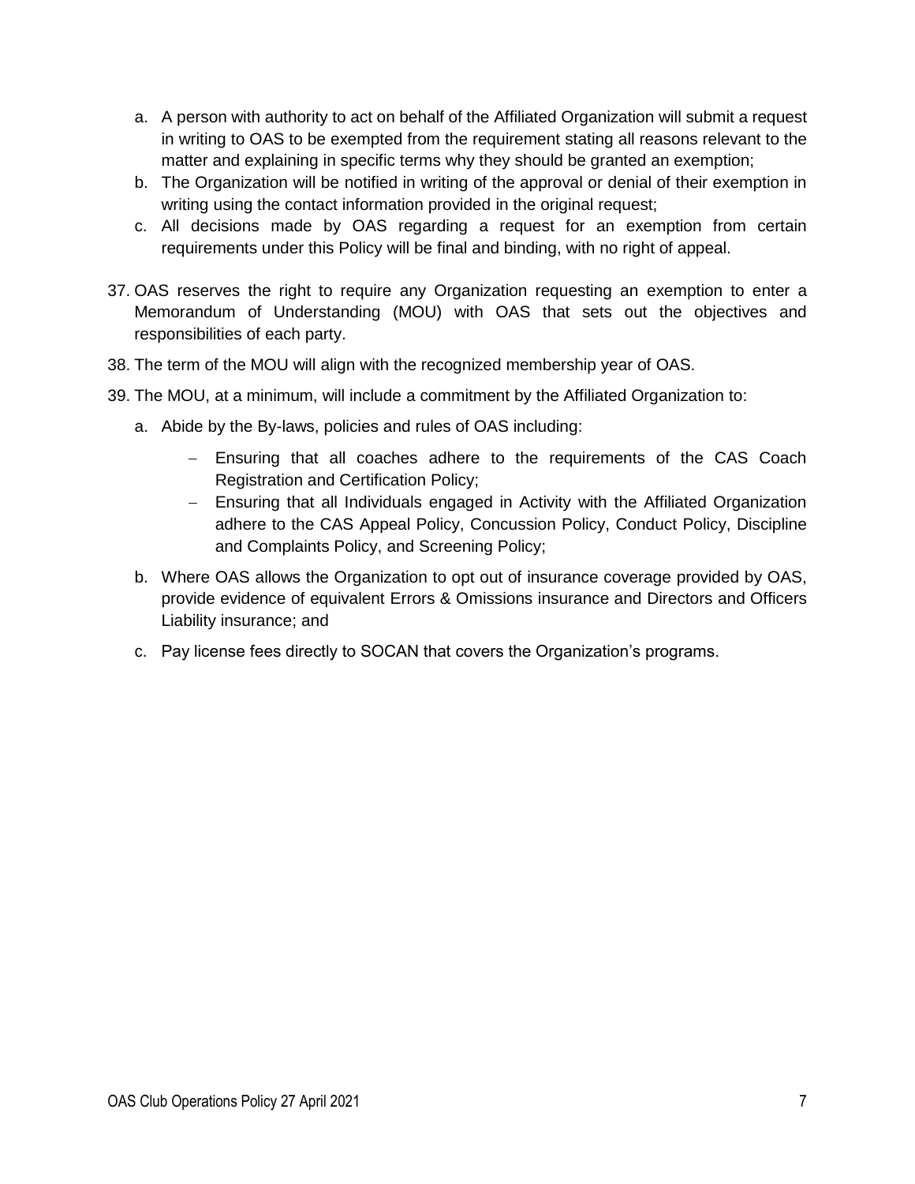a. A person with authority to act on behalf of the Affiliated Organization will submit a request in writing to OAS to be exempted from the requirement stating all reasons relevant to the matter and explaining in specific terms why they should be granted an exemption;
b. The Organization will be notified in writing of the approval or denial of their exemption in writing using the contact information provided in the original request;
c. All decisions made by OAS regarding a request for an exemption from certain requirements under this Policy will be final and binding, with no right of appeal.

37. OAS reserves the right to require any Organization requesting an exemption to enter a Memorandum of Understanding (MOU) with OAS that sets out the objectives and responsibilities of each party.
38. The term of the MOU will align with the recognized membership year of OAS.
39. The MOU, at a minimum, will include a commitment by the Affiliated Organization to:
    a. Abide by the By-laws, policies and rules of OAS including:
        - Ensuring that all coaches adhere to the requirements of the CAS Coach Registration and Certification Policy;
        - Ensuring that all Individuals engaged in Activity with the Affiliated Organization adhere to the CAS Appeal Policy, Concussion Policy, Conduct Policy, Discipline and Complaints Policy, and Screening Policy;
    b. Where OAS allows the Organization to opt out of insurance coverage provided by OAS, provide evidence of equivalent Errors & Omissions insurance and Directors and Officers Liability insurance; and
    c. Pay license fees directly to SOCAN that covers the Organization's programs.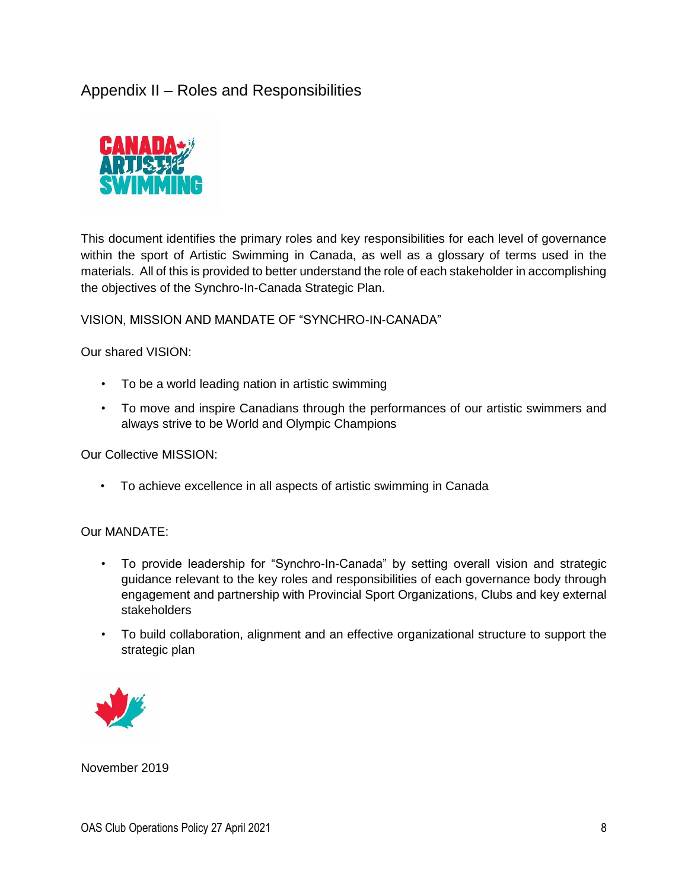# Appendix II – Roles and Responsibilities

This document identifies the primary roles and key responsibilities for each level of governance within the sport of Artistic Swimming in Canada, as well as a glossary of terms used in the materials. All of this is provided to better understand the role of each stakeholder in accomplishing the objectives of the Synchro-In-Canada Strategic Plan.

VISION, MISSION AND MANDATE OF "SYNCHRO-IN-CANADA"

Our shared VISION:

- To be a world leading nation in artistic swimming
- To move and inspire Canadians through the performances of our artistic swimmers and always strive to be World and Olympic Champions

Our Collective MISSION:

- To achieve excellence in all aspects of artistic swimming in Canada

Our MANDATE:

- To provide leadership for "Synchro-In-Canada" by setting overall vision and strategic guidance relevant to the key roles and responsibilities of each governance body through engagement and partnership with Provincial Sport Organizations, Clubs and key external stakeholders
- To build collaboration, alignment and an effective organizational structure to support the strategic plan

November 2019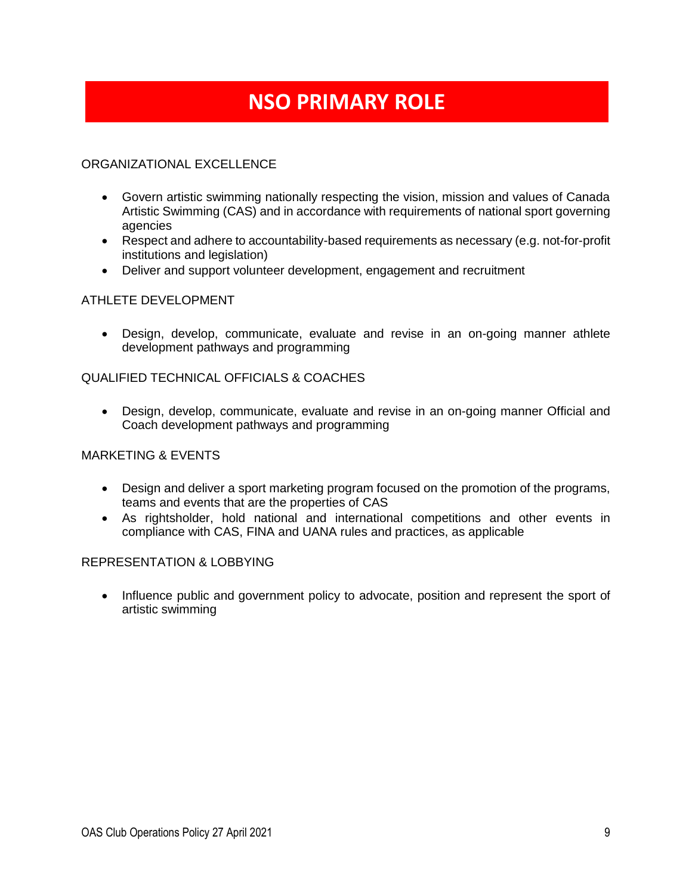# NSO PRIMARY ROLE

ORGANIZATIONAL EXCELLENCE

- Govern artistic swimming nationally respecting the vision, mission and values of Canada Artistic Swimming (CAS) and in accordance with requirements of national sport governing agencies
- Respect and adhere to accountability-based requirements as necessary (e.g. not-for-profit institutions and legislation)
- Deliver and support volunteer development, engagement and recruitment

ATHLETE DEVELOPMENT

- Design, develop, communicate, evaluate and revise in an on-going manner athlete development pathways and programming

QUALIFIED TECHNICAL OFFICIALS & COACHES

- Design, develop, communicate, evaluate and revise in an on-going manner Official and Coach development pathways and programming

MARKETING & EVENTS

- Design and deliver a sport marketing program focused on the promotion of the programs, teams and events that are the properties of CAS
- As rightsholder, hold national and international competitions and other events in compliance with CAS, FINA and UANA rules and practices, as applicable

REPRESENTATION & LOBBYING

- Influence public and government policy to advocate, position and represent the sport of artistic swimming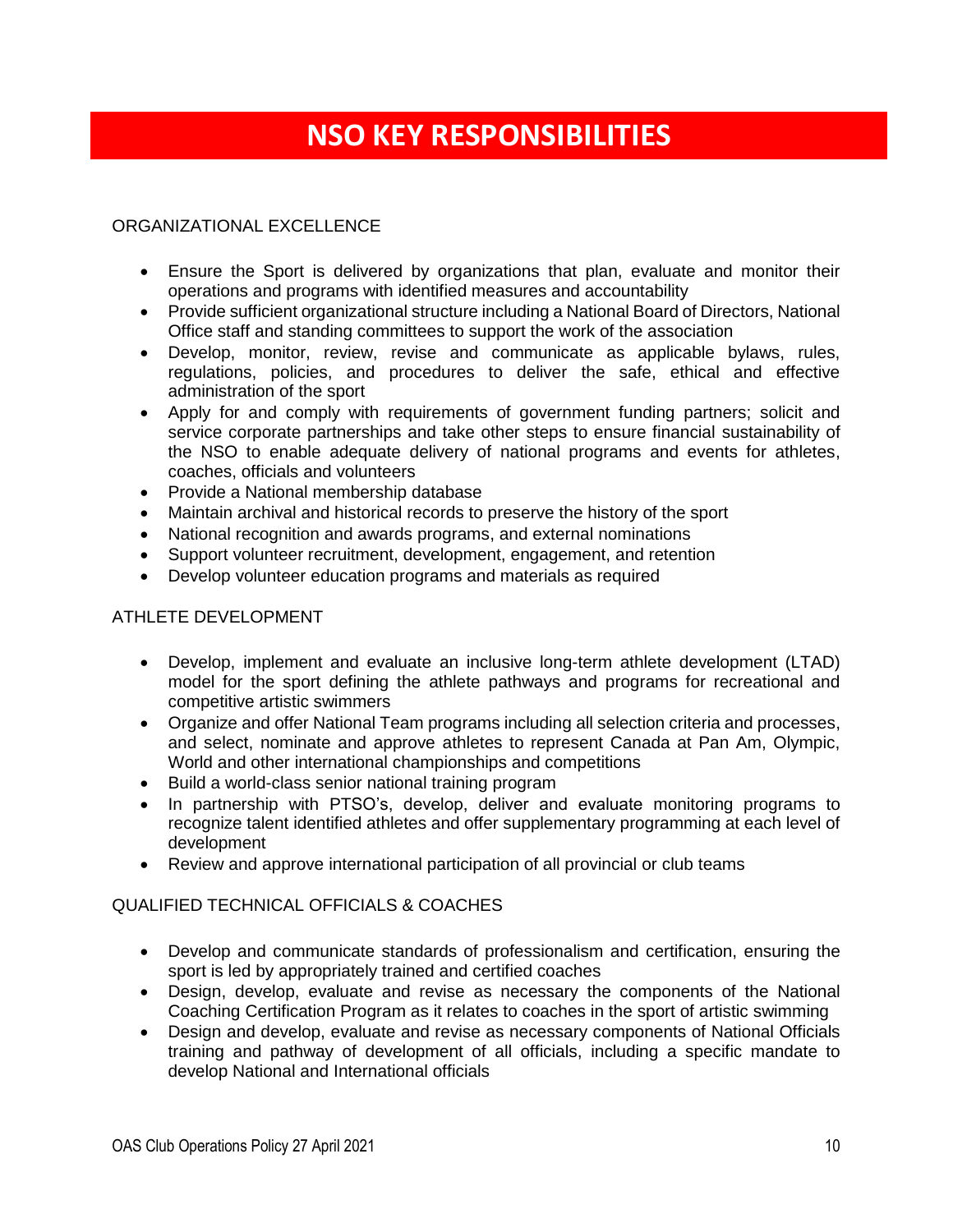# NSO KEY RESPONSIBILITIES

## ORGANIZATIONAL EXCELLENCE

- Ensure the Sport is delivered by organizations that plan, evaluate and monitor their operations and programs with identified measures and accountability
- Provide sufficient organizational structure including a National Board of Directors, National Office staff and standing committees to support the work of the association
- Develop, monitor, review, revise and communicate as applicable bylaws, rules, regulations, policies, and procedures to deliver the safe, ethical and effective administration of the sport
- Apply for and comply with requirements of government funding partners; solicit and service corporate partnerships and take other steps to ensure financial sustainability of the NSO to enable adequate delivery of national programs and events for athletes, coaches, officials and volunteers
- Provide a National membership database
- Maintain archival and historical records to preserve the history of the sport
- National recognition and awards programs, and external nominations
- Support volunteer recruitment, development, engagement, and retention
- Develop volunteer education programs and materials as required

## ATHLETE DEVELOPMENT

- Develop, implement and evaluate an inclusive long-term athlete development (LTAD) model for the sport defining the athlete pathways and programs for recreational and competitive artistic swimmers
- Organize and offer National Team programs including all selection criteria and processes, and select, nominate and approve athletes to represent Canada at Pan Am, Olympic, World and other international championships and competitions
- Build a world-class senior national training program
- In partnership with PTSO's, develop, deliver and evaluate monitoring programs to recognize talent identified athletes and offer supplementary programming at each level of development
- Review and approve international participation of all provincial or club teams

## QUALIFIED TECHNICAL OFFICIALS & COACHES

- Develop and communicate standards of professionalism and certification, ensuring the sport is led by appropriately trained and certified coaches
- Design, develop, evaluate and revise as necessary the components of the National Coaching Certification Program as it relates to coaches in the sport of artistic swimming
- Design and develop, evaluate and revise as necessary components of National Officials training and pathway of development of all officials, including a specific mandate to develop National and International officials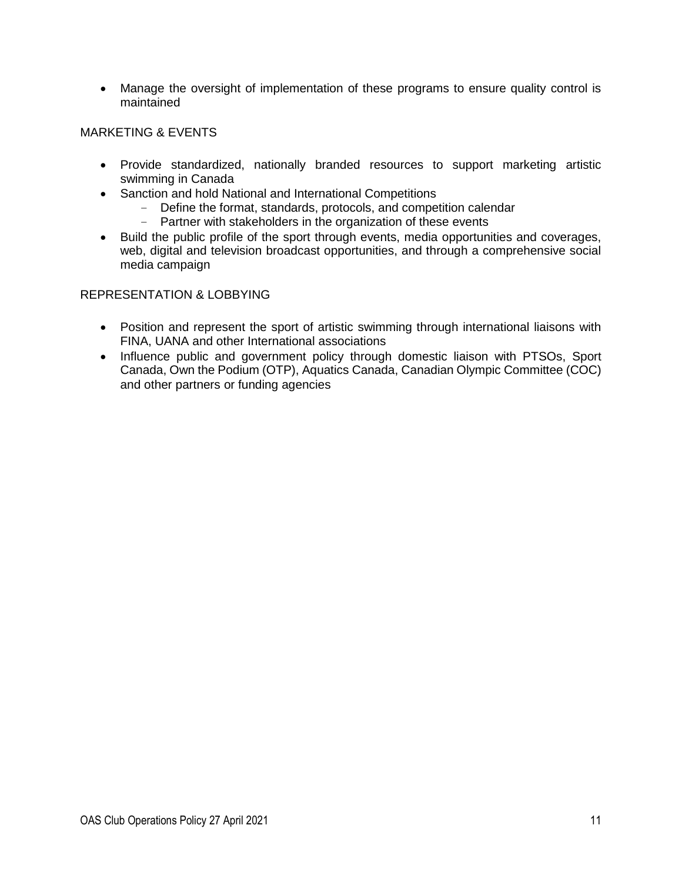- Manage the oversight of implementation of these programs to ensure quality control is maintained

MARKETING & EVENTS

- Provide standardized, nationally branded resources to support marketing artistic swimming in Canada
- Sanction and hold National and International Competitions
    - Define the format, standards, protocols, and competition calendar
    - Partner with stakeholders in the organization of these events
- Build the public profile of the sport through events, media opportunities and coverages, web, digital and television broadcast opportunities, and through a comprehensive social media campaign

REPRESENTATION & LOBBYING

- Position and represent the sport of artistic swimming through international liaisons with FINA, UANA and other International associations
- Influence public and government policy through domestic liaison with PTSOs, Sport Canada, Own the Podium (OTP), Aquatics Canada, Canadian Olympic Committee (COC) and other partners or funding agencies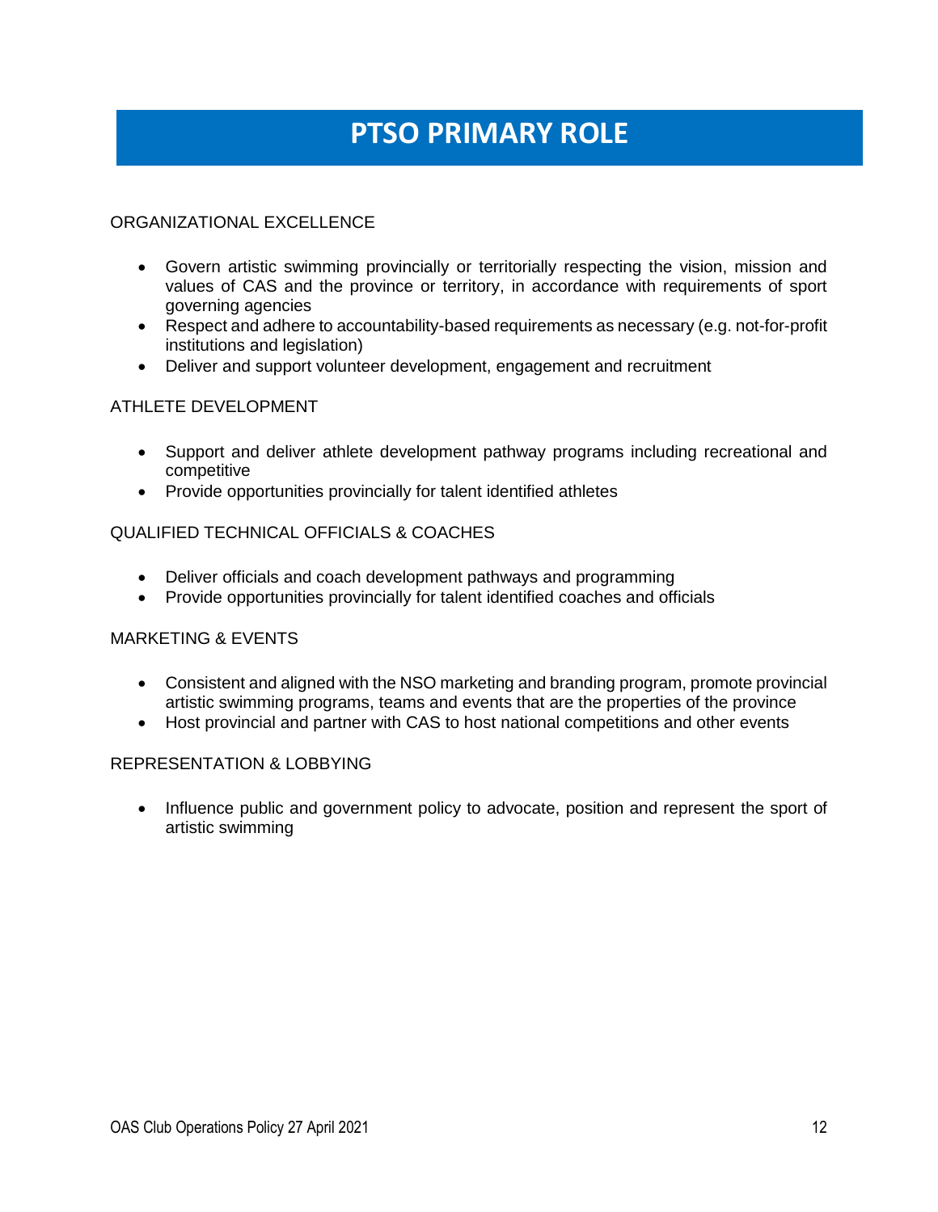# PTSO PRIMARY ROLE

ORGANIZATIONAL EXCELLENCE

- Govern artistic swimming provincially or territorially respecting the vision, mission and values of CAS and the province or territory, in accordance with requirements of sport governing agencies
- Respect and adhere to accountability-based requirements as necessary (e.g. not-for-profit institutions and legislation)
- Deliver and support volunteer development, engagement and recruitment

ATHLETE DEVELOPMENT

- Support and deliver athlete development pathway programs including recreational and competitive
- Provide opportunities provincially for talent identified athletes

QUALIFIED TECHNICAL OFFICIALS & COACHES

- Deliver officials and coach development pathways and programming
- Provide opportunities provincially for talent identified coaches and officials

MARKETING & EVENTS

- Consistent and aligned with the NSO marketing and branding program, promote provincial artistic swimming programs, teams and events that are the properties of the province
- Host provincial and partner with CAS to host national competitions and other events

REPRESENTATION & LOBBYING

- Influence public and government policy to advocate, position and represent the sport of artistic swimming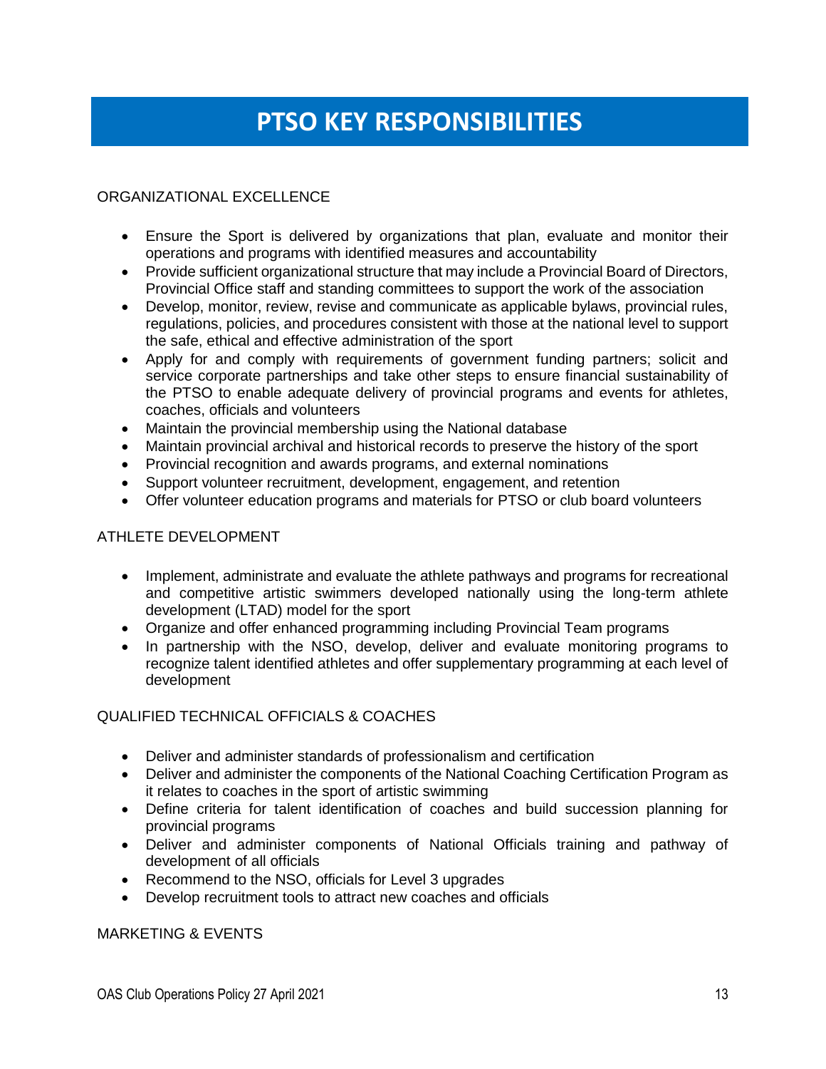# PTSO KEY RESPONSIBILITIES

## ORGANIZATIONAL EXCELLENCE

- Ensure the Sport is delivered by organizations that plan, evaluate and monitor their operations and programs with identified measures and accountability
- Provide sufficient organizational structure that may include a Provincial Board of Directors, Provincial Office staff and standing committees to support the work of the association
- Develop, monitor, review, revise and communicate as applicable bylaws, provincial rules, regulations, policies, and procedures consistent with those at the national level to support the safe, ethical and effective administration of the sport
- Apply for and comply with requirements of government funding partners; solicit and service corporate partnerships and take other steps to ensure financial sustainability of the PTSO to enable adequate delivery of provincial programs and events for athletes, coaches, officials and volunteers
- Maintain the provincial membership using the National database
- Maintain provincial archival and historical records to preserve the history of the sport
- Provincial recognition and awards programs, and external nominations
- Support volunteer recruitment, development, engagement, and retention
- Offer volunteer education programs and materials for PTSO or club board volunteers

## ATHLETE DEVELOPMENT

- Implement, administrate and evaluate the athlete pathways and programs for recreational and competitive artistic swimmers developed nationally using the long-term athlete development (LTAD) model for the sport
- Organize and offer enhanced programming including Provincial Team programs
- In partnership with the NSO, develop, deliver and evaluate monitoring programs to recognize talent identified athletes and offer supplementary programming at each level of development

## QUALIFIED TECHNICAL OFFICIALS & COACHES

- Deliver and administer standards of professionalism and certification
- Deliver and administer the components of the National Coaching Certification Program as it relates to coaches in the sport of artistic swimming
- Define criteria for talent identification of coaches and build succession planning for provincial programs
- Deliver and administer components of National Officials training and pathway of development of all officials
- Recommend to the NSO, officials for Level 3 upgrades
- Develop recruitment tools to attract new coaches and officials

## MARKETING & EVENTS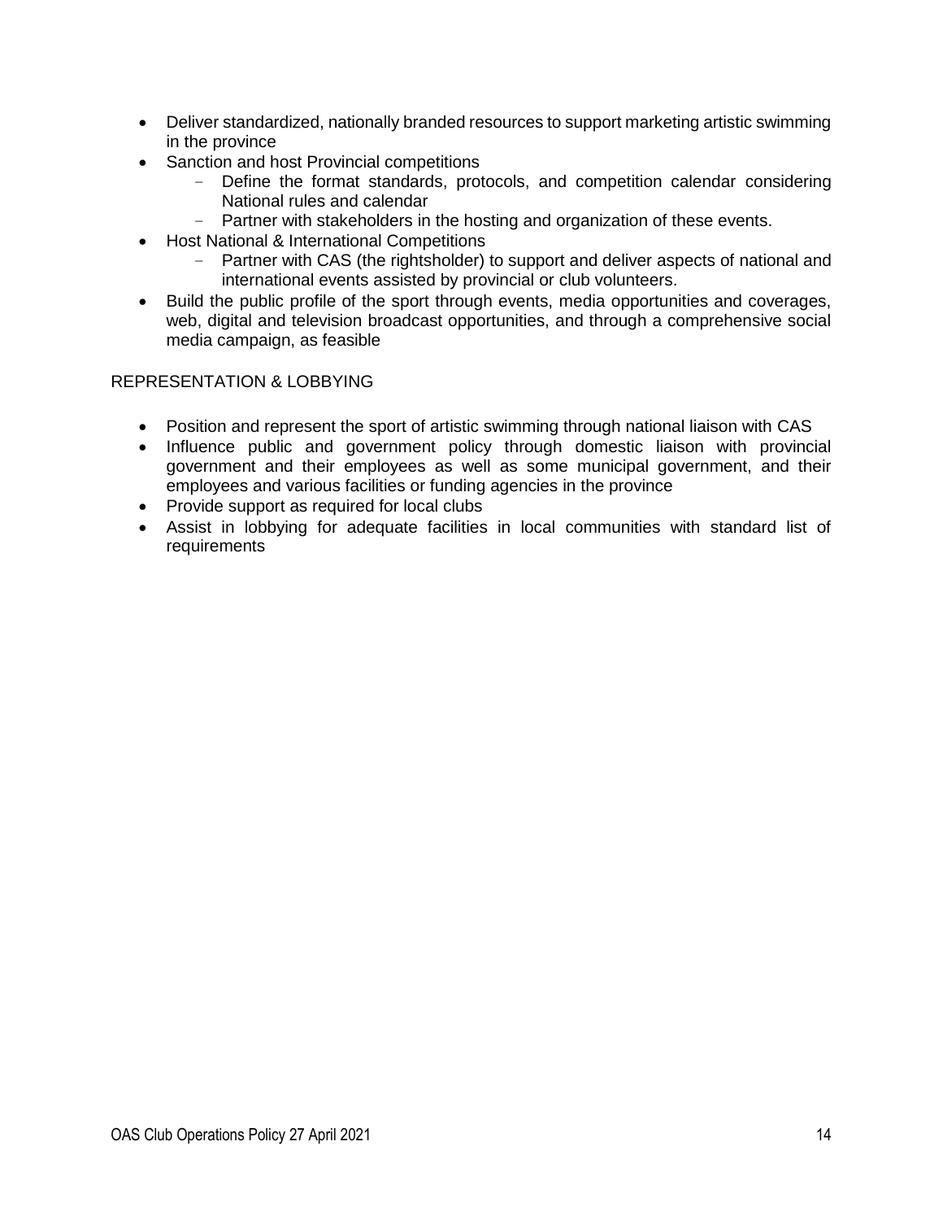- Deliver standardized, nationally branded resources to support marketing artistic swimming in the province
- Sanction and host Provincial competitions
  - Define the format standards, protocols, and competition calendar considering National rules and calendar
  - Partner with stakeholders in the hosting and organization of these events.
- Host National & International Competitions
  - Partner with CAS (the rightsholder) to support and deliver aspects of national and international events assisted by provincial or club volunteers.
- Build the public profile of the sport through events, media opportunities and coverages, web, digital and television broadcast opportunities, and through a comprehensive social media campaign, as feasible

REPRESENTATION & LOBBYING

- Position and represent the sport of artistic swimming through national liaison with CAS
- Influence public and government policy through domestic liaison with provincial government and their employees as well as some municipal government, and their employees and various facilities or funding agencies in the province
- Provide support as required for local clubs
- Assist in lobbying for adequate facilities in local communities with standard list of requirements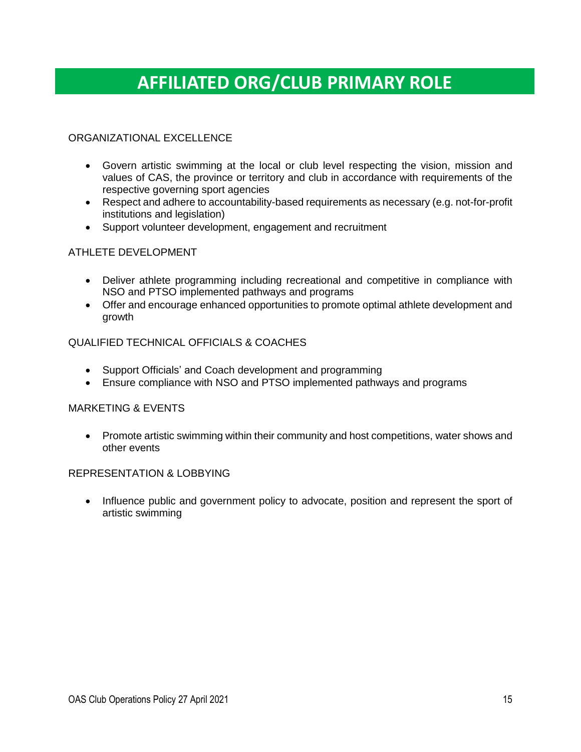# AFFILIATED ORG/CLUB PRIMARY ROLE

ORGANIZATIONAL EXCELLENCE

- Govern artistic swimming at the local or club level respecting the vision, mission and values of CAS, the province or territory and club in accordance with requirements of the respective governing sport agencies
- Respect and adhere to accountability-based requirements as necessary (e.g. not-for-profit institutions and legislation)
- Support volunteer development, engagement and recruitment

ATHLETE DEVELOPMENT

- Deliver athlete programming including recreational and competitive in compliance with NSO and PTSO implemented pathways and programs
- Offer and encourage enhanced opportunities to promote optimal athlete development and growth

QUALIFIED TECHNICAL OFFICIALS & COACHES

- Support Officials' and Coach development and programming
- Ensure compliance with NSO and PTSO implemented pathways and programs

MARKETING & EVENTS

- Promote artistic swimming within their community and host competitions, water shows and other events

REPRESENTATION & LOBBYING

- Influence public and government policy to advocate, position and represent the sport of artistic swimming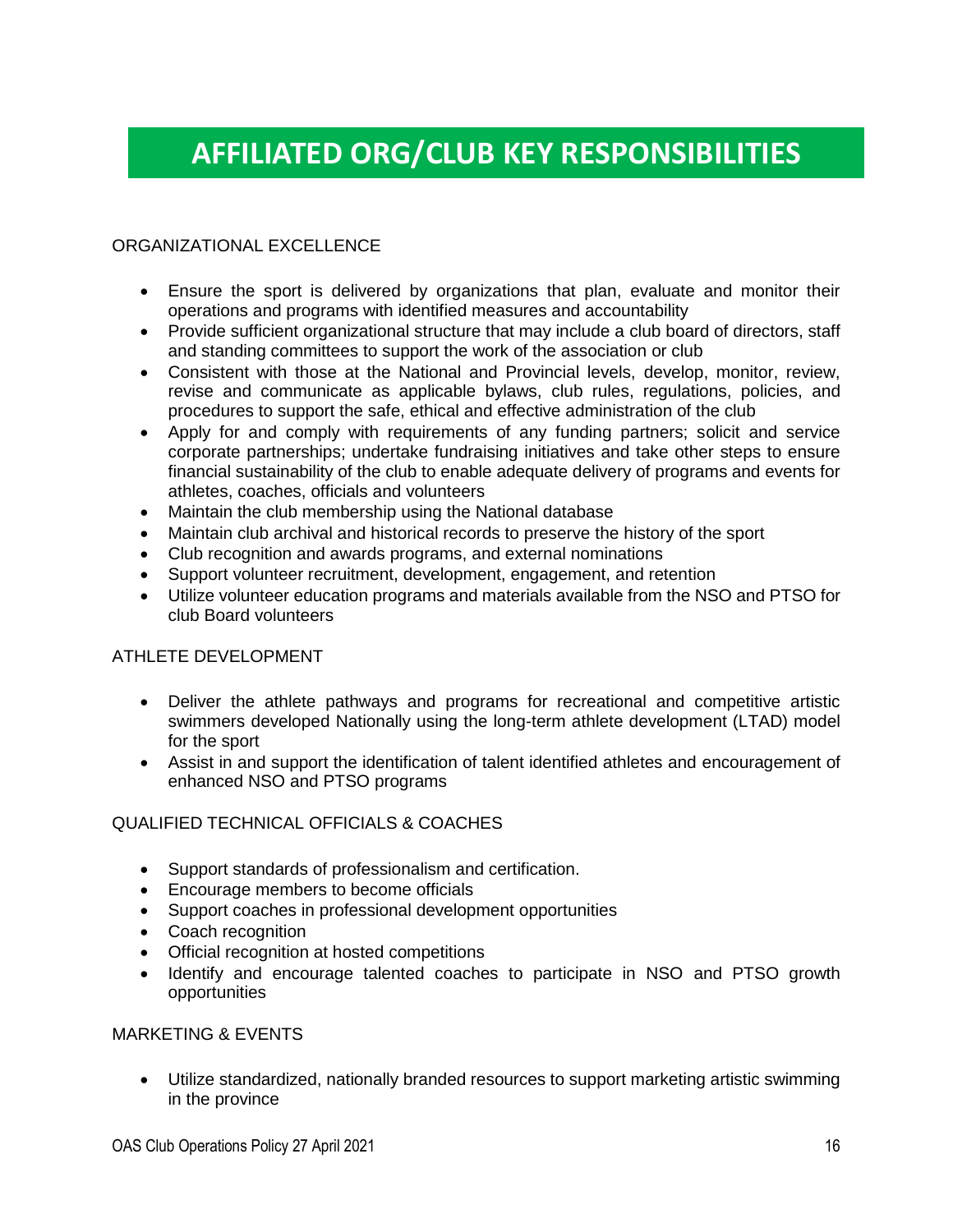# AFFILIATED ORG/CLUB KEY RESPONSIBILITIES

## ORGANIZATIONAL EXCELLENCE

- Ensure the sport is delivered by organizations that plan, evaluate and monitor their operations and programs with identified measures and accountability
- Provide sufficient organizational structure that may include a club board of directors, staff and standing committees to support the work of the association or club
- Consistent with those at the National and Provincial levels, develop, monitor, review, revise and communicate as applicable bylaws, club rules, regulations, policies, and procedures to support the safe, ethical and effective administration of the club
- Apply for and comply with requirements of any funding partners; solicit and service corporate partnerships; undertake fundraising initiatives and take other steps to ensure financial sustainability of the club to enable adequate delivery of programs and events for athletes, coaches, officials and volunteers
- Maintain the club membership using the National database
- Maintain club archival and historical records to preserve the history of the sport
- Club recognition and awards programs, and external nominations
- Support volunteer recruitment, development, engagement, and retention
- Utilize volunteer education programs and materials available from the NSO and PTSO for club Board volunteers

## ATHLETE DEVELOPMENT

- Deliver the athlete pathways and programs for recreational and competitive artistic swimmers developed Nationally using the long-term athlete development (LTAD) model for the sport
- Assist in and support the identification of talent identified athletes and encouragement of enhanced NSO and PTSO programs

## QUALIFIED TECHNICAL OFFICIALS & COACHES

- Support standards of professionalism and certification.
- Encourage members to become officials
- Support coaches in professional development opportunities
- Coach recognition
- Official recognition at hosted competitions
- Identify and encourage talented coaches to participate in NSO and PTSO growth opportunities

## MARKETING & EVENTS

- Utilize standardized, nationally branded resources to support marketing artistic swimming in the province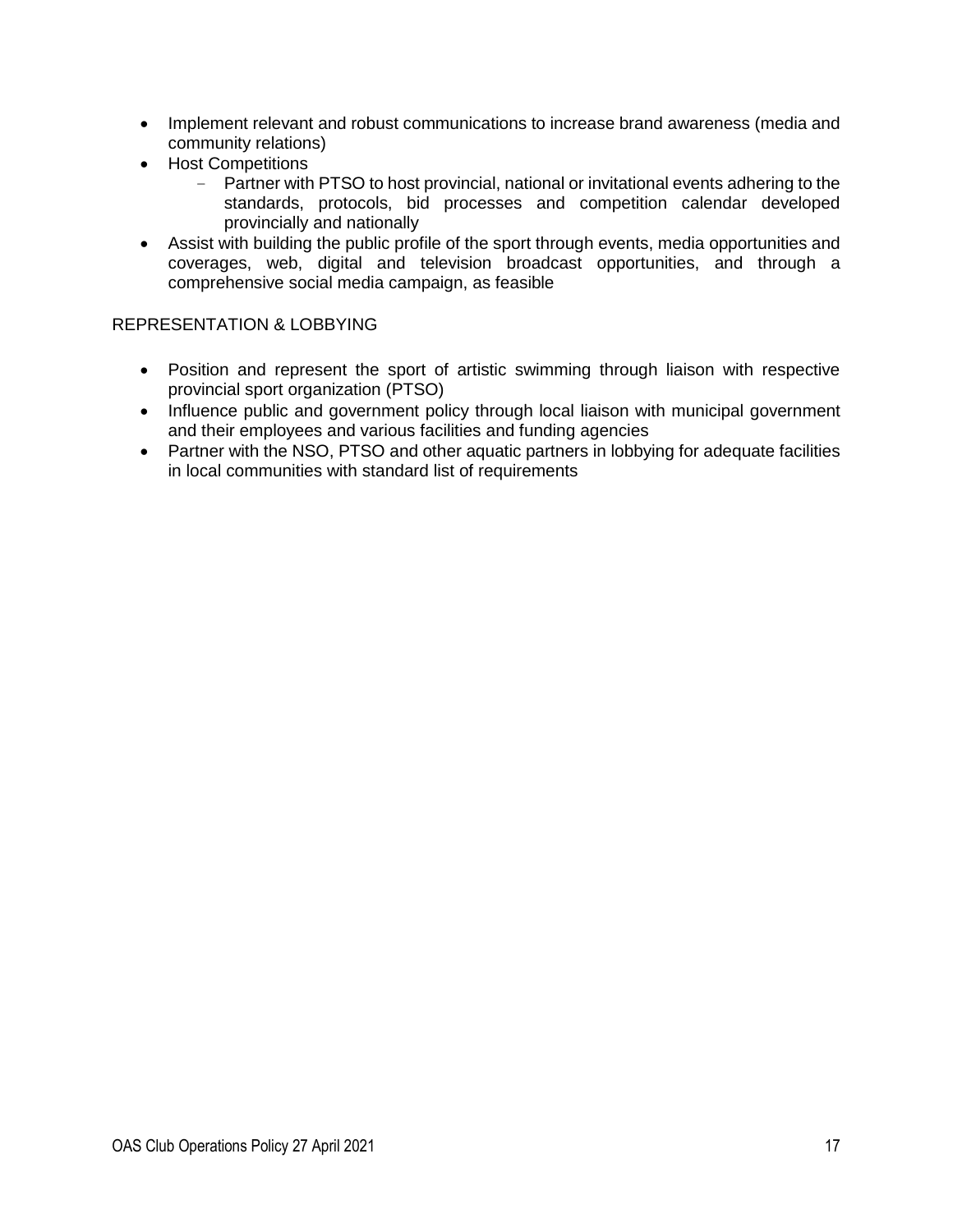- Implement relevant and robust communications to increase brand awareness (media and community relations)
- Host Competitions
  - Partner with PTSO to host provincial, national or invitational events adhering to the standards, protocols, bid processes and competition calendar developed provincially and nationally
- Assist with building the public profile of the sport through events, media opportunities and coverages, web, digital and television broadcast opportunities, and through a comprehensive social media campaign, as feasible

REPRESENTATION & LOBBYING

- Position and represent the sport of artistic swimming through liaison with respective provincial sport organization (PTSO)
- Influence public and government policy through local liaison with municipal government and their employees and various facilities and funding agencies
- Partner with the NSO, PTSO and other aquatic partners in lobbying for adequate facilities in local communities with standard list of requirements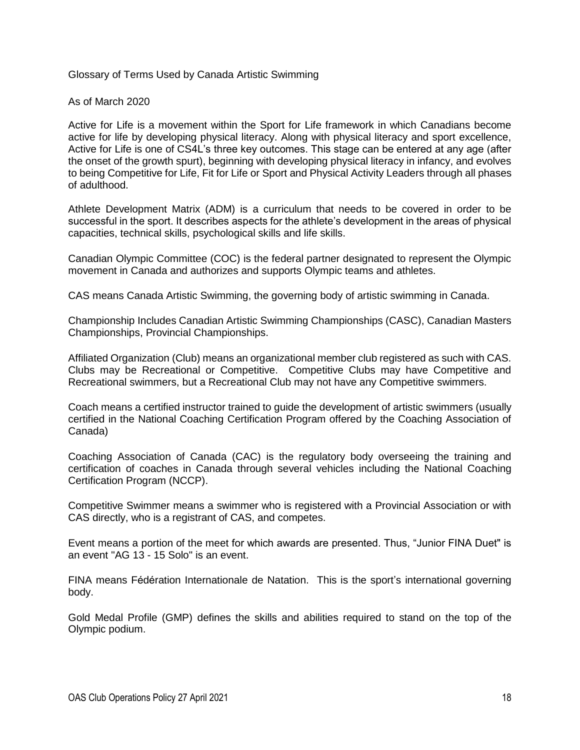Glossary of Terms Used by Canada Artistic Swimming

As of March 2020

Active for Life is a movement within the Sport for Life framework in which Canadians become active for life by developing physical literacy. Along with physical literacy and sport excellence, Active for Life is one of CS4L's three key outcomes. This stage can be entered at any age (after the onset of the growth spurt), beginning with developing physical literacy in infancy, and evolves to being Competitive for Life, Fit for Life or Sport and Physical Activity Leaders through all phases of adulthood.

Athlete Development Matrix (ADM) is a curriculum that needs to be covered in order to be successful in the sport. It describes aspects for the athlete's development in the areas of physical capacities, technical skills, psychological skills and life skills.

Canadian Olympic Committee (COC) is the federal partner designated to represent the Olympic movement in Canada and authorizes and supports Olympic teams and athletes.

CAS means Canada Artistic Swimming, the governing body of artistic swimming in Canada.

Championship Includes Canadian Artistic Swimming Championships (CASC), Canadian Masters Championships, Provincial Championships.

Affiliated Organization (Club) means an organizational member club registered as such with CAS. Clubs may be Recreational or Competitive. Competitive Clubs may have Competitive and Recreational swimmers, but a Recreational Club may not have any Competitive swimmers.

Coach means a certified instructor trained to guide the development of artistic swimmers (usually certified in the National Coaching Certification Program offered by the Coaching Association of Canada)

Coaching Association of Canada (CAC) is the regulatory body overseeing the training and certification of coaches in Canada through several vehicles including the National Coaching Certification Program (NCCP).

Competitive Swimmer means a swimmer who is registered with a Provincial Association or with CAS directly, who is a registrant of CAS, and competes.

Event means a portion of the meet for which awards are presented. Thus, "Junior FINA Duet" is an event "AG 13 - 15 Solo" is an event.

FINA means Fédération Internationale de Natation. This is the sport's international governing body.

Gold Medal Profile (GMP) defines the skills and abilities required to stand on the top of the Olympic podium.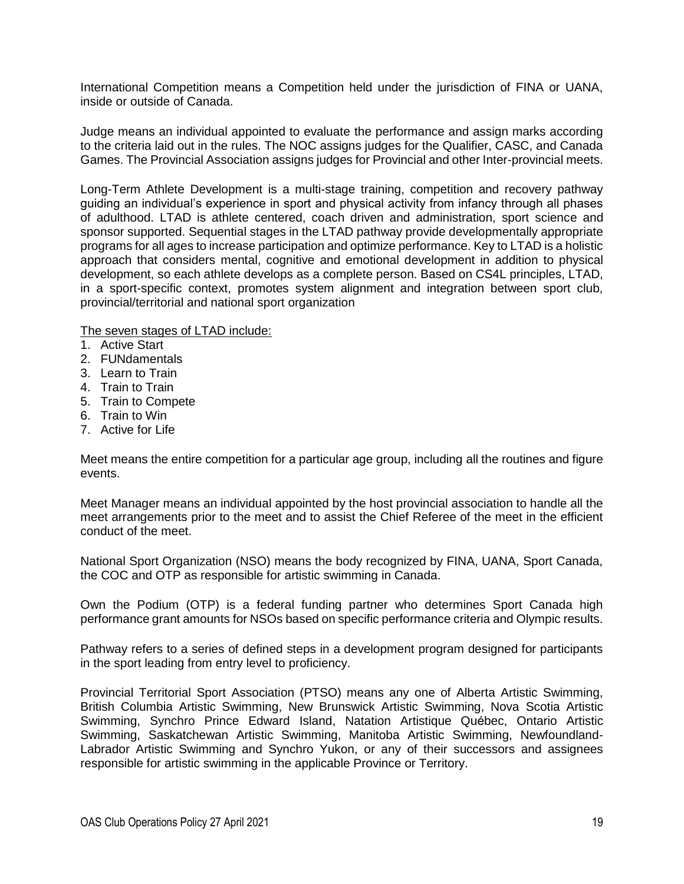International Competition means a Competition held under the jurisdiction of FINA or UANA, inside or outside of Canada.

Judge means an individual appointed to evaluate the performance and assign marks according to the criteria laid out in the rules. The NOC assigns judges for the Qualifier, CASC, and Canada Games. The Provincial Association assigns judges for Provincial and other Inter-provincial meets.

Long-Term Athlete Development is a multi-stage training, competition and recovery pathway guiding an individual's experience in sport and physical activity from infancy through all phases of adulthood. LTAD is athlete centered, coach driven and administration, sport science and sponsor supported. Sequential stages in the LTAD pathway provide developmentally appropriate programs for all ages to increase participation and optimize performance. Key to LTAD is a holistic approach that considers mental, cognitive and emotional development in addition to physical development, so each athlete develops as a complete person. Based on CS4L principles, LTAD, in a sport-specific context, promotes system alignment and integration between sport club, provincial/territorial and national sport organization

<u>The seven stages of LTAD include:</u>

1. Active Start
2. FUNdamentals
3. Learn to Train
4. Train to Train
5. Train to Compete
6. Train to Win
7. Active for Life

Meet means the entire competition for a particular age group, including all the routines and figure events.

Meet Manager means an individual appointed by the host provincial association to handle all the meet arrangements prior to the meet and to assist the Chief Referee of the meet in the efficient conduct of the meet.

National Sport Organization (NSO) means the body recognized by FINA, UANA, Sport Canada, the COC and OTP as responsible for artistic swimming in Canada.

Own the Podium (OTP) is a federal funding partner who determines Sport Canada high performance grant amounts for NSOs based on specific performance criteria and Olympic results.

Pathway refers to a series of defined steps in a development program designed for participants in the sport leading from entry level to proficiency.

Provincial Territorial Sport Association (PTSO) means any one of Alberta Artistic Swimming, British Columbia Artistic Swimming, New Brunswick Artistic Swimming, Nova Scotia Artistic Swimming, Synchro Prince Edward Island, Natation Artistique Québec, Ontario Artistic Swimming, Saskatchewan Artistic Swimming, Manitoba Artistic Swimming, Newfoundland-Labrador Artistic Swimming and Synchro Yukon, or any of their successors and assignees responsible for artistic swimming in the applicable Province or Territory.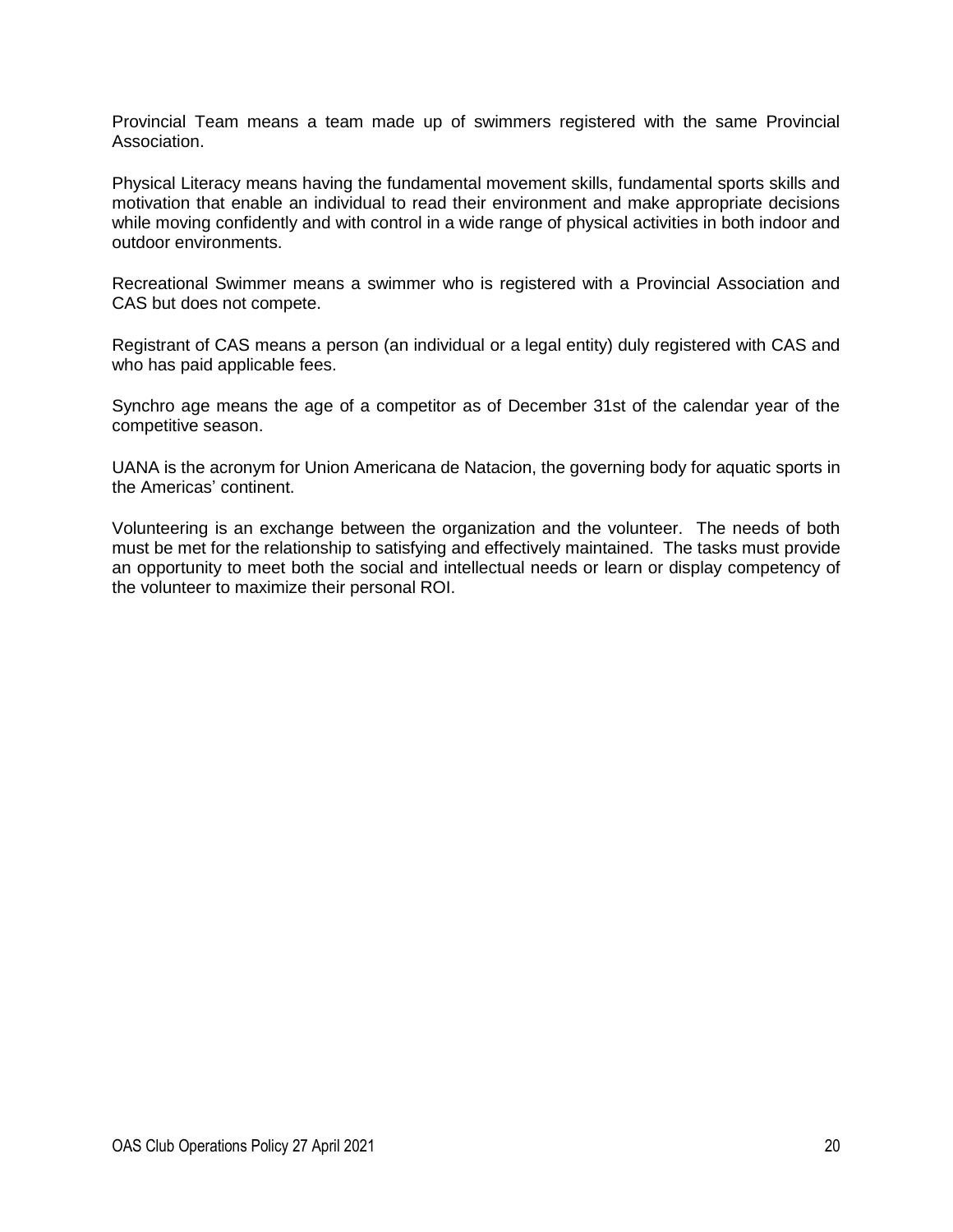Provincial Team means a team made up of swimmers registered with the same Provincial Association.

Physical Literacy means having the fundamental movement skills, fundamental sports skills and motivation that enable an individual to read their environment and make appropriate decisions while moving confidently and with control in a wide range of physical activities in both indoor and outdoor environments.

Recreational Swimmer means a swimmer who is registered with a Provincial Association and CAS but does not compete.

Registrant of CAS means a person (an individual or a legal entity) duly registered with CAS and who has paid applicable fees.

Synchro age means the age of a competitor as of December 31st of the calendar year of the competitive season.

UANA is the acronym for Union Americana de Natacion, the governing body for aquatic sports in the Americas' continent.

Volunteering is an exchange between the organization and the volunteer. The needs of both must be met for the relationship to satisfying and effectively maintained. The tasks must provide an opportunity to meet both the social and intellectual needs or learn or display competency of the volunteer to maximize their personal ROI.